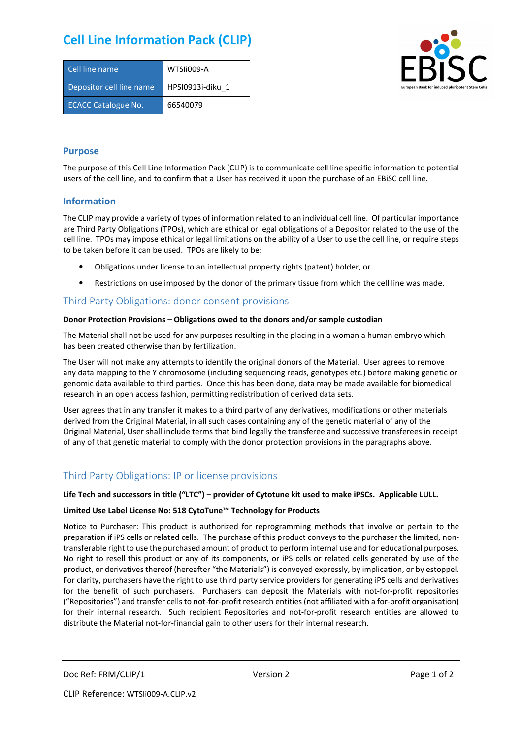# Cell Line Information Pack (CLIP)

| Cell line name | WTSIi009-A |
|---|---|
| Depositor cell line name | HPSI0913i-diku_1 |
| ECACC Catalogue No. | 66540079 |

## Purpose

The purpose of this Cell Line Information Pack (CLIP) is to communicate cell line specific information to potential users of the cell line, and to confirm that a User has received it upon the purchase of an EBiSC cell line.

## Information

The CLIP may provide a variety of types of information related to an individual cell line. Of particular importance are Third Party Obligations (TPOs), which are ethical or legal obligations of a Depositor related to the use of the cell line. TPOs may impose ethical or legal limitations on the ability of a User to use the cell line, or require steps to be taken before it can be used. TPOs are likely to be:

- Obligations under license to an intellectual property rights (patent) holder, or
- Restrictions on use imposed by the donor of the primary tissue from which the cell line was made.

## Third Party Obligations: donor consent provisions

**Donor Protection Provisions – Obligations owed to the donors and/or sample custodian**

The Material shall not be used for any purposes resulting in the placing in a woman a human embryo which has been created otherwise than by fertilization.

The User will not make any attempts to identify the original donors of the Material. User agrees to remove any data mapping to the Y chromosome (including sequencing reads, genotypes etc.) before making genetic or genomic data available to third parties. Once this has been done, data may be made available for biomedical research in an open access fashion, permitting redistribution of derived data sets.

User agrees that in any transfer it makes to a third party of any derivatives, modifications or other materials derived from the Original Material, in all such cases containing any of the genetic material of any of the Original Material, User shall include terms that bind legally the transferee and successive transferees in receipt of any of that genetic material to comply with the donor protection provisions in the paragraphs above.

## Third Party Obligations: IP or license provisions

**Life Tech and successors in title ("LTC") – provider of Cytotune kit used to make iPSCs. Applicable LULL.**

**Limited Use Label License No: 518 CytoTune™ Technology for Products**

Notice to Purchaser: This product is authorized for reprogramming methods that involve or pertain to the preparation if iPS cells or related cells. The purchase of this product conveys to the purchaser the limited, non-transferable right to use the purchased amount of product to perform internal use and for educational purposes. No right to resell this product or any of its components, or iPS cells or related cells generated by use of the product, or derivatives thereof (hereafter "the Materials") is conveyed expressly, by implication, or by estoppel. For clarity, purchasers have the right to use third party service providers for generating iPS cells and derivatives for the benefit of such purchasers. Purchasers can deposit the Materials with not-for-profit repositories ("Repositories") and transfer cells to not-for-profit research entities (not affiliated with a for-profit organisation) for their internal research. Such recipient Repositories and not-for-profit research entities are allowed to distribute the Material not-for-financial gain to other users for their internal research.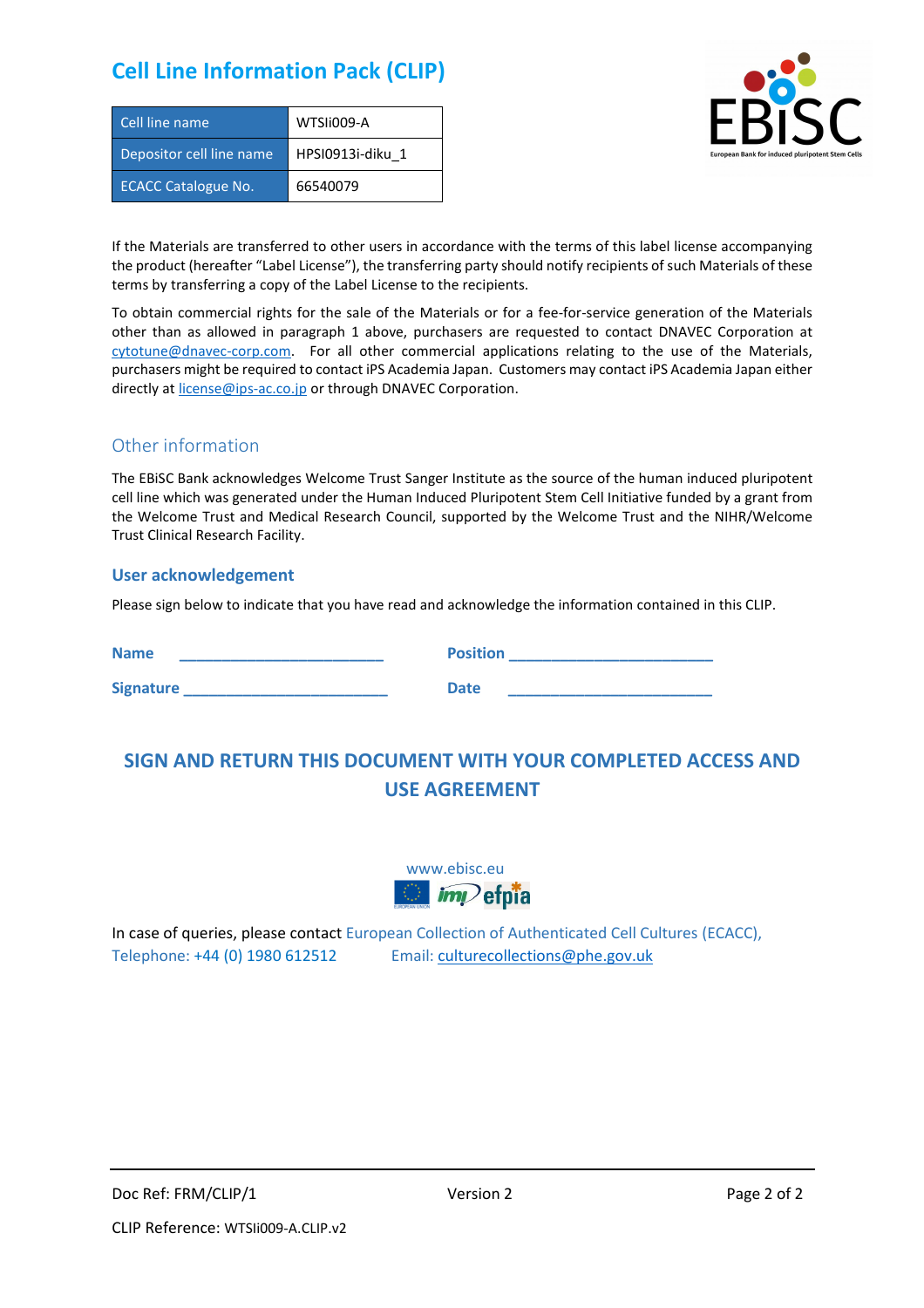# Cell Line Information Pack (CLIP)

| | |
|---|---|
| Cell line name | WTSIi009-A |
| Depositor cell line name | HPSI0913i-diku_1 |
| ECACC Catalogue No. | 66540079 |

If the Materials are transferred to other users in accordance with the terms of this label license accompanying the product (hereafter "Label License"), the transferring party should notify recipients of such Materials of these terms by transferring a copy of the Label License to the recipients.

To obtain commercial rights for the sale of the Materials or for a fee-for-service generation of the Materials other than as allowed in paragraph 1 above, purchasers are requested to contact DNAVEC Corporation at cytotune@dnavec-corp.com. For all other commercial applications relating to the use of the Materials, purchasers might be required to contact iPS Academia Japan. Customers may contact iPS Academia Japan either directly at license@ips-ac.co.jp or through DNAVEC Corporation.

## Other information

The EBiSC Bank acknowledges Welcome Trust Sanger Institute as the source of the human induced pluripotent cell line which was generated under the Human Induced Pluripotent Stem Cell Initiative funded by a grant from the Welcome Trust and Medical Research Council, supported by the Welcome Trust and the NIHR/Welcome Trust Clinical Research Facility.

### User acknowledgement

Please sign below to indicate that you have read and acknowledge the information contained in this CLIP.

**Name** ________________________ **Position** ________________________

**Signature** ________________________ **Date** ________________________

## SIGN AND RETURN THIS DOCUMENT WITH YOUR COMPLETED ACCESS AND USE AGREEMENT

www.ebisc.eu

In case of queries, please contact European Collection of Authenticated Cell Cultures (ECACC), Telephone: +44 (0) 1980 612512 Email: culturecollections@phe.gov.uk

Doc Ref: FRM/CLIP/1 Version 2

CLIP Reference: WTSIi009-A.CLIP.v2